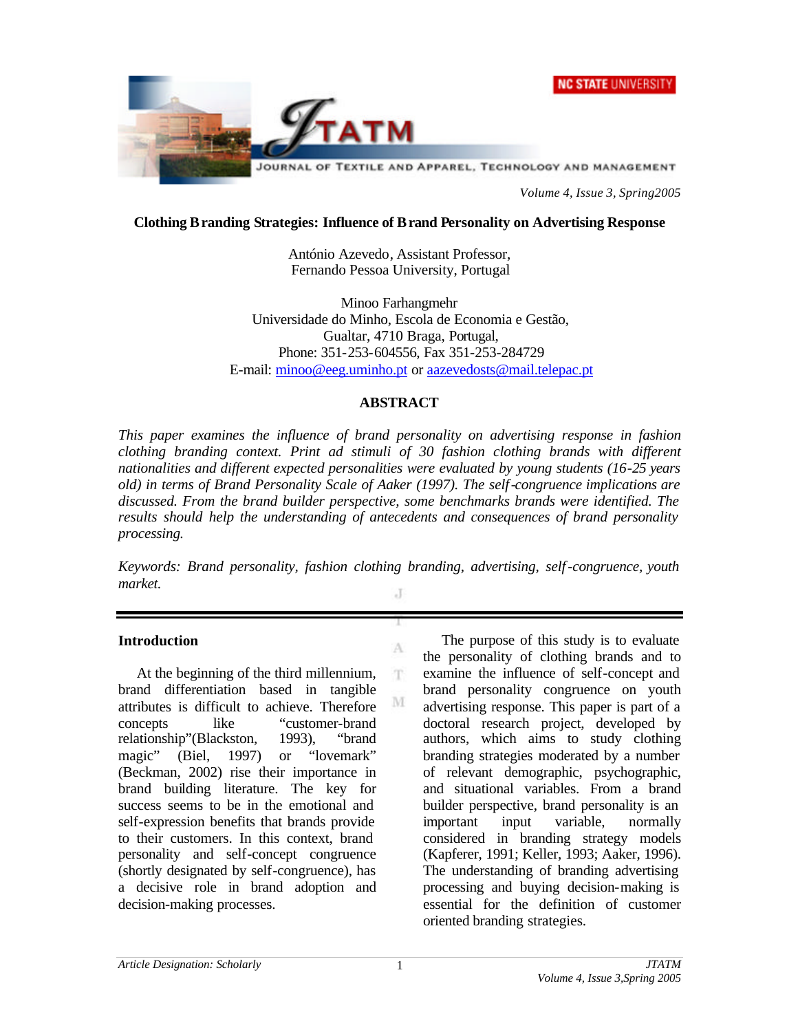# Clothing Branding Strategies: Influence of Brand Personality on Advertising Response

António Azevedo, Assistant Professor,
Fernando Pessoa University, Portugal

Minoo Farhangmehr
Universidade do Minho, Escola de Economia e Gestão,
Gualtar, 4710 Braga, Portugal,
Phone: 351-253-604556, Fax 351-253-284729
E-mail: minoo@eeg.uminho.pt or aazevedosts@mail.telepac.pt

## ABSTRACT

*This paper examines the influence of brand personality on advertising response in fashion clothing branding context. Print ad stimuli of 30 fashion clothing brands with different nationalities and different expected personalities were evaluated by young students (16-25 years old) in terms of Brand Personality Scale of Aaker (1997). The self-congruence implications are discussed. From the brand builder perspective, some benchmarks brands were identified. The results should help the understanding of antecedents and consequences of brand personality processing.*

*Keywords: Brand personality, fashion clothing branding, advertising, self-congruence, youth market.*

## Introduction

At the beginning of the third millennium, brand differentiation based in tangible attributes is difficult to achieve. Therefore concepts like "customer-brand relationship"(Blackston, 1993), "brand magic" (Biel, 1997) or "lovemark" (Beckman, 2002) rise their importance in brand building literature. The key for success seems to be in the emotional and self-expression benefits that brands provide to their customers. In this context, brand personality and self-concept congruence (shortly designated by self-congruence), has a decisive role in brand adoption and decision-making processes.

The purpose of this study is to evaluate the personality of clothing brands and to examine the influence of self-concept and brand personality congruence on youth advertising response. This paper is part of a doctoral research project, developed by authors, which aims to study clothing branding strategies moderated by a number of relevant demographic, psychographic, and situational variables. From a brand builder perspective, brand personality is an important input variable, normally considered in branding strategy models (Kapferer, 1991; Keller, 1993; Aaker, 1996). The understanding of branding advertising processing and buying decision-making is essential for the definition of customer oriented branding strategies.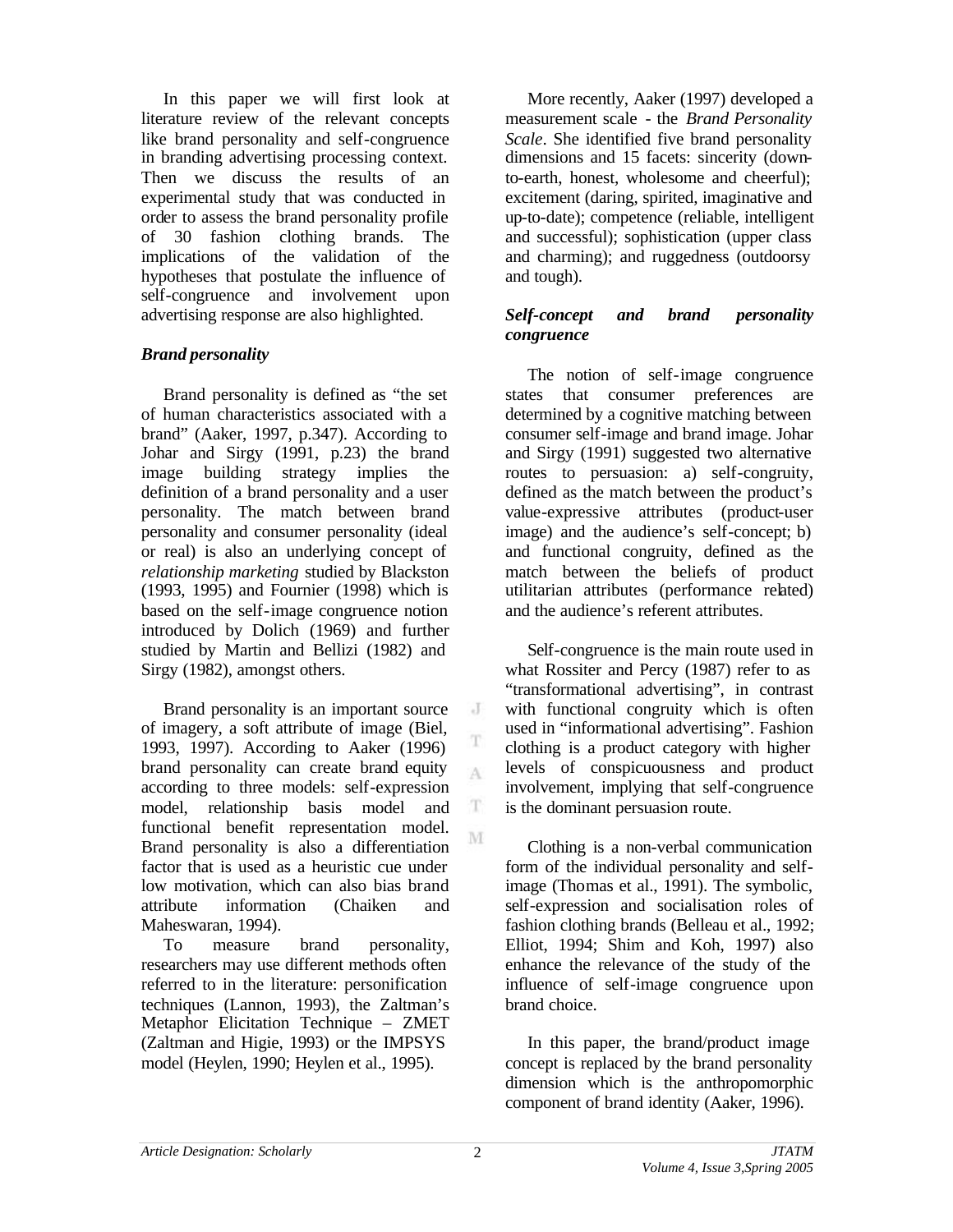In this paper we will first look at literature review of the relevant concepts like brand personality and self-congruence in branding advertising processing context. Then we discuss the results of an experimental study that was conducted in order to assess the brand personality profile of 30 fashion clothing brands. The implications of the validation of the hypotheses that postulate the influence of self-congruence and involvement upon advertising response are also highlighted.

### *Brand personality*

Brand personality is defined as "the set of human characteristics associated with a brand" (Aaker, 1997, p.347). According to Johar and Sirgy (1991, p.23) the brand image building strategy implies the definition of a brand personality and a user personality. The match between brand personality and consumer personality (ideal or real) is also an underlying concept of *relationship marketing* studied by Blackston (1993, 1995) and Fournier (1998) which is based on the self-image congruence notion introduced by Dolich (1969) and further studied by Martin and Bellizi (1982) and Sirgy (1982), amongst others.

Brand personality is an important source of imagery, a soft attribute of image (Biel, 1993, 1997). According to Aaker (1996) brand personality can create brand equity according to three models: self-expression model, relationship basis model and functional benefit representation model. Brand personality is also a differentiation factor that is used as a heuristic cue under low motivation, which can also bias brand attribute information (Chaiken and Maheswaran, 1994).

To measure brand personality, researchers may use different methods often referred to in the literature: personification techniques (Lannon, 1993), the Zaltman's Metaphor Elicitation Technique – ZMET (Zaltman and Higie, 1993) or the IMPSYS model (Heylen, 1990; Heylen et al., 1995).

More recently, Aaker (1997) developed a measurement scale - the *Brand Personality Scale*. She identified five brand personality dimensions and 15 facets: sincerity (down-to-earth, honest, wholesome and cheerful); excitement (daring, spirited, imaginative and up-to-date); competence (reliable, intelligent and successful); sophistication (upper class and charming); and ruggedness (outdoorsy and tough).

### *Self-concept and brand personality congruence*

The notion of self-image congruence states that consumer preferences are determined by a cognitive matching between consumer self-image and brand image. Johar and Sirgy (1991) suggested two alternative routes to persuasion: a) self-congruity, defined as the match between the product's value-expressive attributes (product-user image) and the audience's self-concept; b) and functional congruity, defined as the match between the beliefs of product utilitarian attributes (performance related) and the audience's referent attributes.

Self-congruence is the main route used in what Rossiter and Percy (1987) refer to as "transformational advertising", in contrast with functional congruity which is often used in "informational advertising". Fashion clothing is a product category with higher levels of conspicuousness and product involvement, implying that self-congruence is the dominant persuasion route.

Clothing is a non-verbal communication form of the individual personality and self-image (Thomas et al., 1991). The symbolic, self-expression and socialisation roles of fashion clothing brands (Belleau et al., 1992; Elliot, 1994; Shim and Koh, 1997) also enhance the relevance of the study of the influence of self-image congruence upon brand choice.

In this paper, the brand/product image concept is replaced by the brand personality dimension which is the anthropomorphic component of brand identity (Aaker, 1996).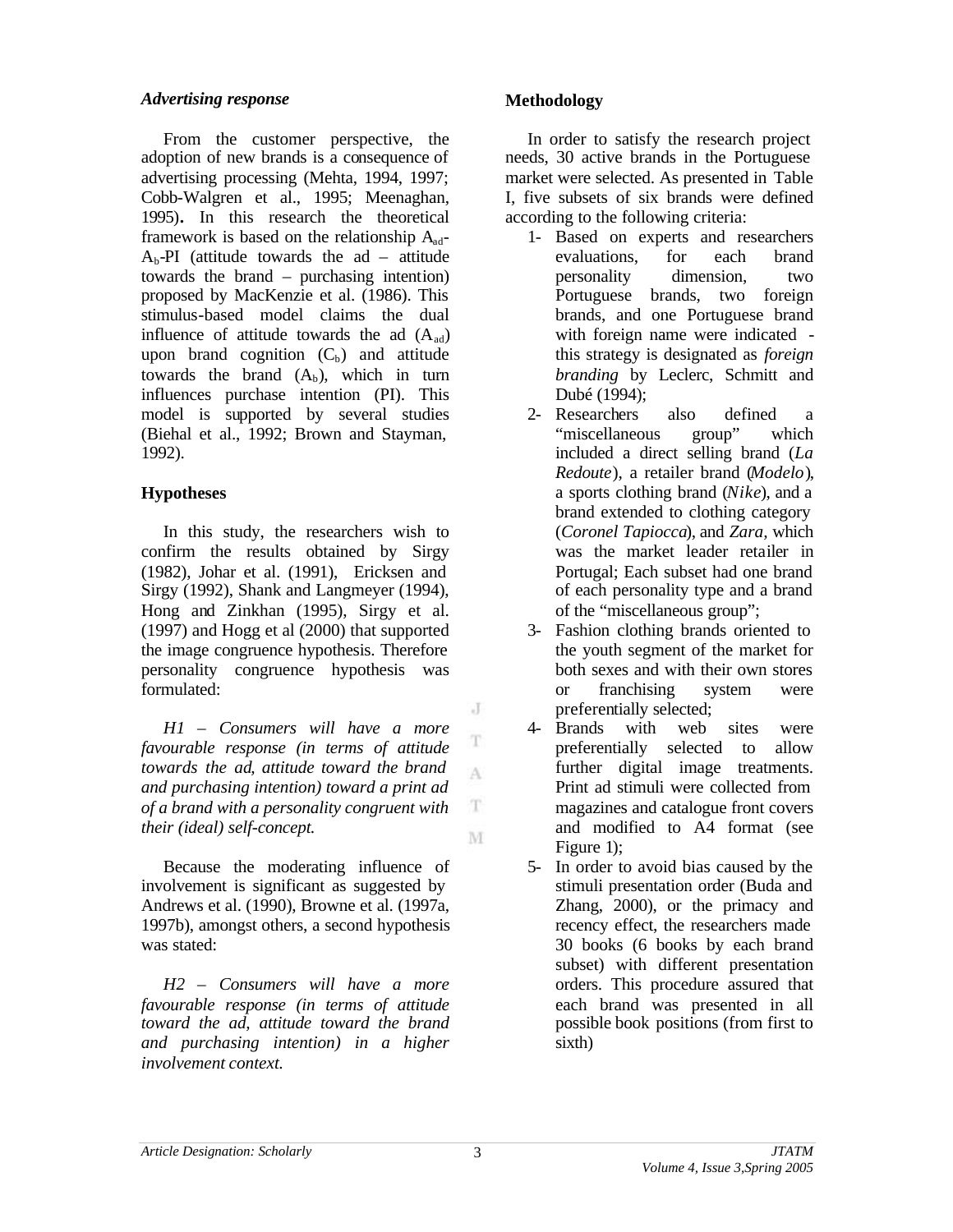### *Advertising response*

From the customer perspective, the adoption of new brands is a consequence of advertising processing (Mehta, 1994, 1997; Cobb-Walgren et al., 1995; Meenaghan, 1995). In this research the theoretical framework is based on the relationship $A_{ad}$-$A_b$-PI (attitude towards the ad – attitude towards the brand – purchasing intention) proposed by MacKenzie et al. (1986). This stimulus-based model claims the dual influence of attitude towards the ad ($A_{ad}$) upon brand cognition ($C_b$) and attitude towards the brand ($A_b$), which in turn influences purchase intention (PI). This model is supported by several studies (Biehal et al., 1992; Brown and Stayman, 1992).

### Hypotheses

In this study, the researchers wish to confirm the results obtained by Sirgy (1982), Johar et al. (1991), Ericksen and Sirgy (1992), Shank and Langmeyer (1994), Hong and Zinkhan (1995), Sirgy et al. (1997) and Hogg et al (2000) that supported the image congruence hypothesis. Therefore personality congruence hypothesis was formulated:

*H1 – Consumers will have a more favourable response (in terms of attitude towards the ad, attitude toward the brand and purchasing intention) toward a print ad of a brand with a personality congruent with their (ideal) self-concept.*

Because the moderating influence of involvement is significant as suggested by Andrews et al. (1990), Browne et al. (1997a, 1997b), amongst others, a second hypothesis was stated:

*H2 – Consumers will have a more favourable response (in terms of attitude toward the ad, attitude toward the brand and purchasing intention) in a higher involvement context.*

### Methodology

In order to satisfy the research project needs, 30 active brands in the Portuguese market were selected. As presented in Table I, five subsets of six brands were defined according to the following criteria:

1- Based on experts and researchers evaluations, for each brand personality dimension, two Portuguese brands, two foreign brands, and one Portuguese brand with foreign name were indicated - this strategy is designated as *foreign branding* by Leclerc, Schmitt and Dubé (1994);
2- Researchers also defined a "miscellaneous group" which included a direct selling brand (*La Redoute*), a retailer brand (*Modelo*), a sports clothing brand (*Nike*), and a brand extended to clothing category (*Coronel Tapiocca*), and *Zara*, which was the market leader retailer in Portugal; Each subset had one brand of each personality type and a brand of the "miscellaneous group";
3- Fashion clothing brands oriented to the youth segment of the market for both sexes and with their own stores or franchising system were preferentially selected;
4- Brands with web sites were preferentially selected to allow further digital image treatments. Print ad stimuli were collected from magazines and catalogue front covers and modified to A4 format (see Figure 1);
5- In order to avoid bias caused by the stimuli presentation order (Buda and Zhang, 2000), or the primacy and recency effect, the researchers made 30 books (6 books by each brand subset) with different presentation orders. This procedure assured that each brand was presented in all possible book positions (from first to sixth)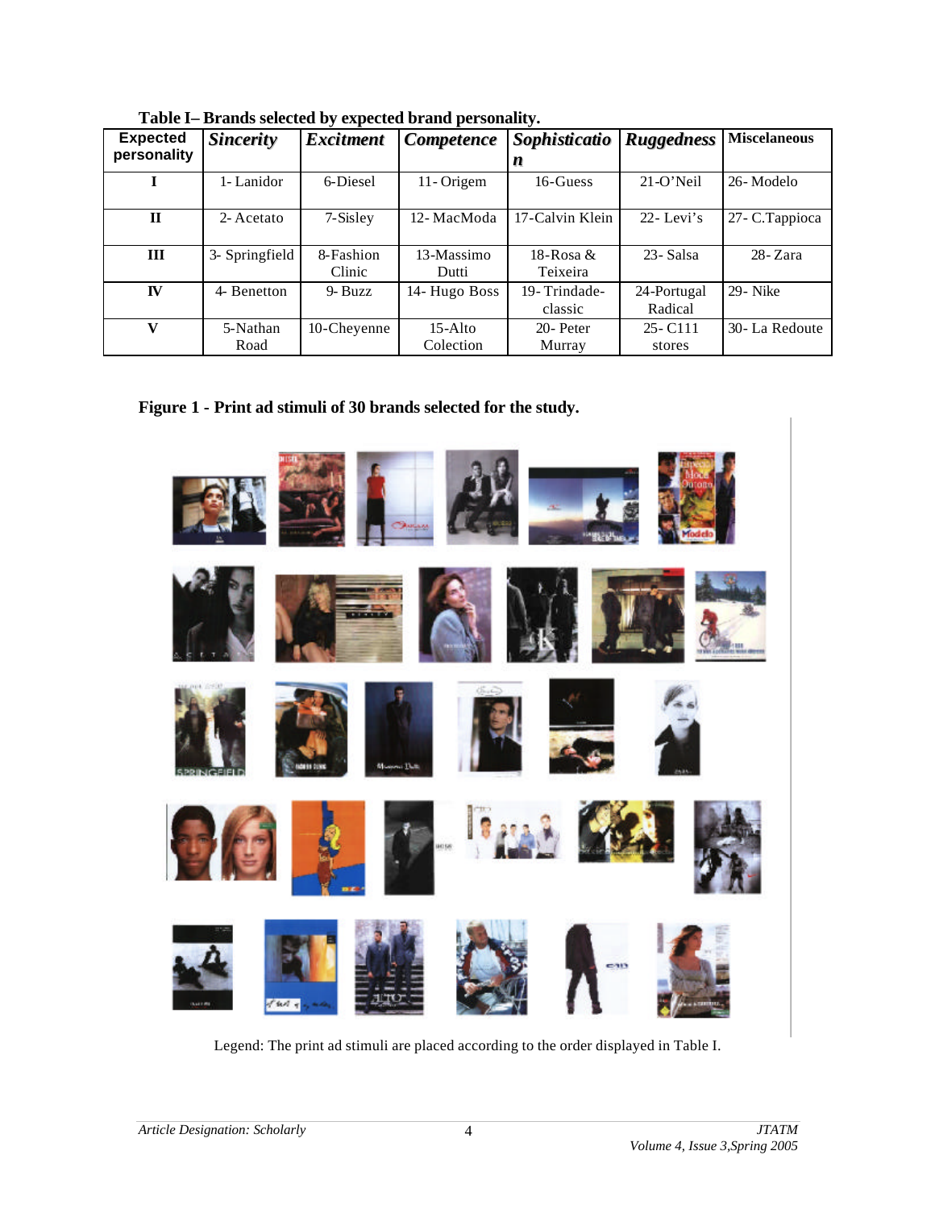**Table I– Brands selected by expected brand personality.**

| Expected personality | *Sincerity* | *Excitment* | *Competence* | *Sophisticatio n* | *Ruggedness* | **Miscelaneous** |
|---|---|---|---|---|---|---|
| **I** | 1- Lanidor | 6-Diesel | 11- Origem | 16-Guess | 21-O'Neil | 26- Modelo |
| **II** | 2- Acetato | 7-Sisley | 12- MacModa | 17-Calvin Klein | 22- Levi's | 27- C.Tappioca |
| **III** | 3- Springfield | 8-Fashion Clinic | 13-Massimo Dutti | 18-Rosa & Teixeira | 23- Salsa | 28- Zara |
| **IV** | 4- Benetton | 9- Buzz | 14- Hugo Boss | 19- Trindade-classic | 24-Portugal Radical | 29- Nike |
| **V** | 5-Nathan Road | 10-Cheyenne | 15-Alto Colection | 20- Peter Murray | 25- C111 stores | 30- La Redoute |

**Figure 1 - Print ad stimuli of 30 brands selected for the study.**

Legend: The print ad stimuli are placed according to the order displayed in Table I.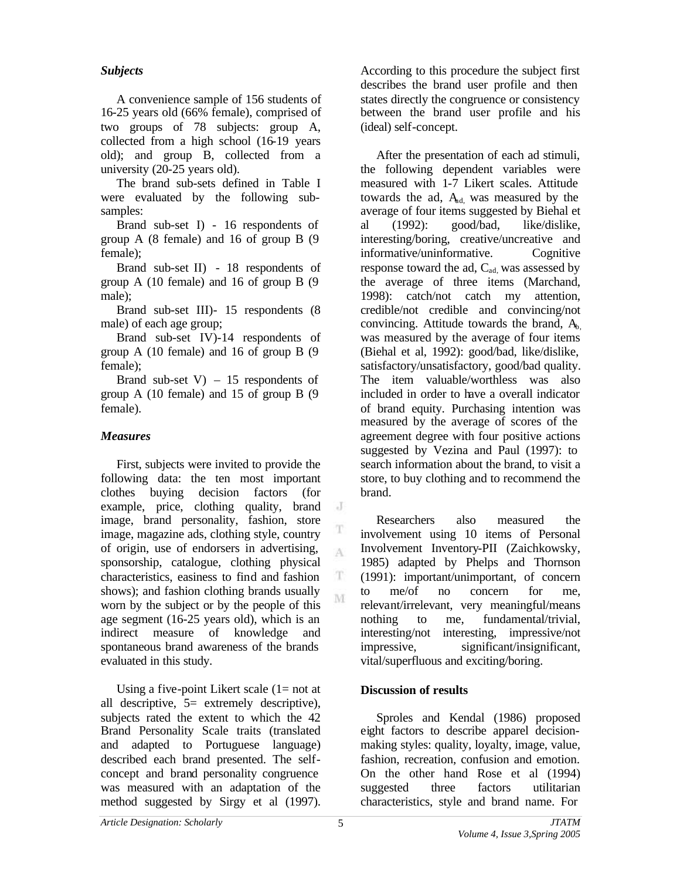### *Subjects*

A convenience sample of 156 students of 16-25 years old (66% female), comprised of two groups of 78 subjects: group A, collected from a high school (16-19 years old); and group B, collected from a university (20-25 years old).

The brand sub-sets defined in Table I were evaluated by the following sub-samples:

Brand sub-set I) - 16 respondents of group A (8 female) and 16 of group B (9 female);

Brand sub-set II) - 18 respondents of group A (10 female) and 16 of group B (9 male);

Brand sub-set III)- 15 respondents (8 male) of each age group;

Brand sub-set IV)-14 respondents of group A (10 female) and 16 of group B (9 female);

Brand sub-set V) – 15 respondents of group A (10 female) and 15 of group B (9 female).

### *Measures*

First, subjects were invited to provide the following data: the ten most important clothes buying decision factors (for example, price, clothing quality, brand image, brand personality, fashion, store image, magazine ads, clothing style, country of origin, use of endorsers in advertising, sponsorship, catalogue, clothing physical characteristics, easiness to find and fashion shows); and fashion clothing brands usually worn by the subject or by the people of this age segment (16-25 years old), which is an indirect measure of knowledge and spontaneous brand awareness of the brands evaluated in this study.

Using a five-point Likert scale (1= not at all descriptive, 5= extremely descriptive), subjects rated the extent to which the 42 Brand Personality Scale traits (translated and adapted to Portuguese language) described each brand presented. The self-concept and brand personality congruence was measured with an adaptation of the method suggested by Sirgy et al (1997). According to this procedure the subject first describes the brand user profile and then states directly the congruence or consistency between the brand user profile and his (ideal) self-concept.

After the presentation of each ad stimuli, the following dependent variables were measured with 1-7 Likert scales. Attitude towards the ad, $A_{ad,}$ was measured by the average of four items suggested by Biehal et al (1992): good/bad, like/dislike, interesting/boring, creative/uncreative and informative/uninformative. Cognitive response toward the ad, $C_{ad,}$ was assessed by the average of three items (Marchand, 1998): catch/not catch my attention, credible/not credible and convincing/not convincing. Attitude towards the brand, $A_{b,}$ was measured by the average of four items (Biehal et al, 1992): good/bad, like/dislike, satisfactory/unsatisfactory, good/bad quality. The item valuable/worthless was also included in order to have a overall indicator of brand equity. Purchasing intention was measured by the average of scores of the agreement degree with four positive actions suggested by Vezina and Paul (1997): to search information about the brand, to visit a store, to buy clothing and to recommend the brand.

Researchers also measured the involvement using 10 items of Personal Involvement Inventory-PII (Zaichkowsky, 1985) adapted by Phelps and Thornson (1991): important/unimportant, of concern to me/of no concern for me, relevant/irrelevant, very meaningful/means nothing to me, fundamental/trivial, interesting/not interesting, impressive/not impressive, significant/insignificant, vital/superfluous and exciting/boring.

## **Discussion of results**

Sproles and Kendal (1986) proposed eight factors to describe apparel decision-making styles: quality, loyalty, image, value, fashion, recreation, confusion and emotion. On the other hand Rose et al (1994) suggested three factors utilitarian characteristics, style and brand name. For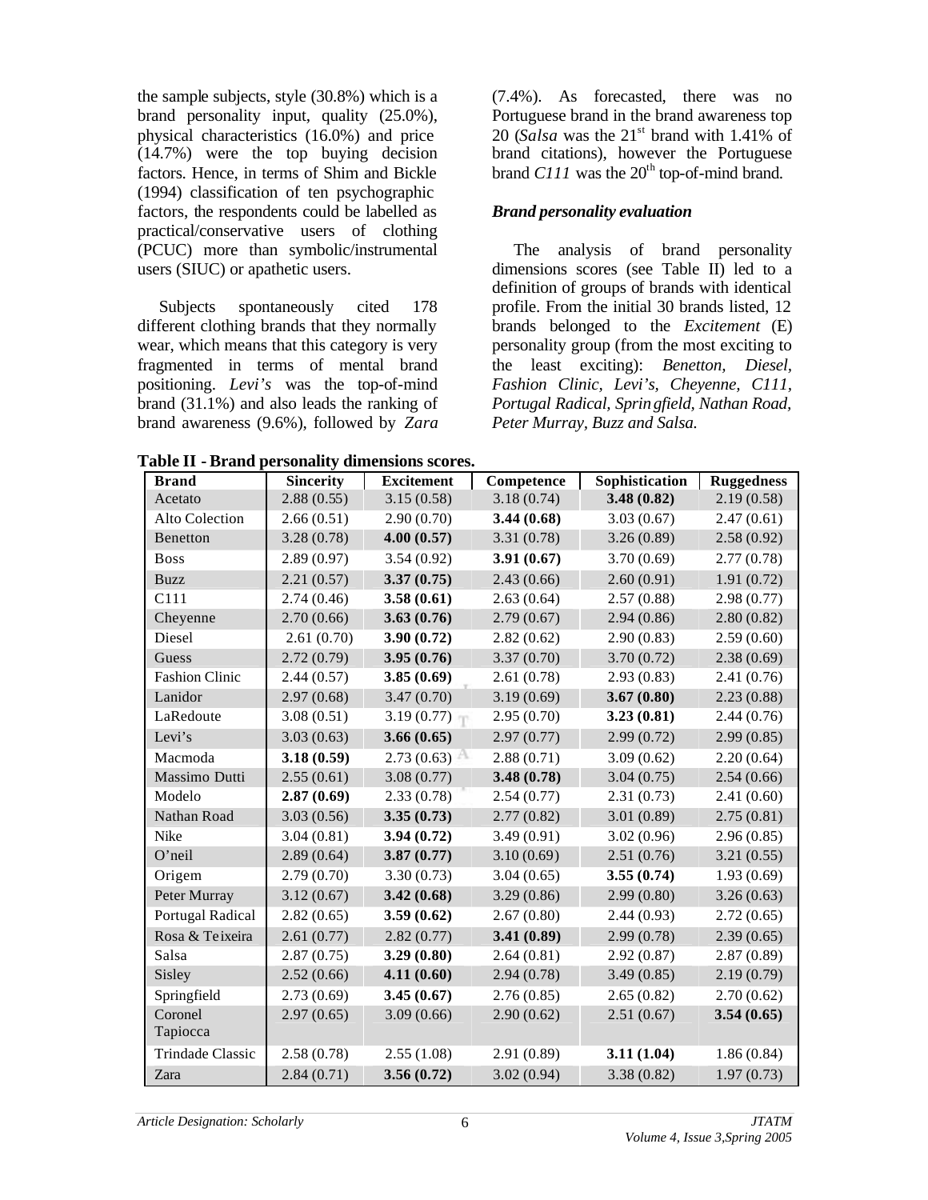the sample subjects, style (30.8%) which is a brand personality input, quality (25.0%), physical characteristics (16.0%) and price (14.7%) were the top buying decision factors. Hence, in terms of Shim and Bickle (1994) classification of ten psychographic factors, the respondents could be labelled as practical/conservative users of clothing (PCUC) more than symbolic/instrumental users (SIUC) or apathetic users.

Subjects spontaneously cited 178 different clothing brands that they normally wear, which means that this category is very fragmented in terms of mental brand positioning. *Levi's* was the top-of-mind brand (31.1%) and also leads the ranking of brand awareness (9.6%), followed by *Zara* (7.4%). As forecasted, there was no Portuguese brand in the brand awareness top 20 (*Salsa* was the 21st brand with 1.41% of brand citations), however the Portuguese brand *C111* was the 20th top-of-mind brand.

***Brand personality evaluation***

The analysis of brand personality dimensions scores (see Table II) led to a definition of groups of brands with identical profile. From the initial 30 brands listed, 12 brands belonged to the *Excitement* (E) personality group (from the most exciting to the least exciting): *Benetton, Diesel, Fashion Clinic, Levi's, Cheyenne, C111, Portugal Radical, Springfield, Nathan Road, Peter Murray, Buzz and Salsa.*

**Table II - Brand personality dimensions scores.**

| Brand | Sincerity | Excitement | Competence | Sophistication | Ruggedness |
|---|---|---|---|---|---|
| Acetato | 2.88 (0.55) | 3.15 (0.58) | 3.18 (0.74) | **3.48 (0.82)** | 2.19 (0.58) |
| Alto Colection | 2.66 (0.51) | 2.90 (0.70) | **3.44 (0.68)** | 3.03 (0.67) | 2.47 (0.61) |
| Benetton | 3.28 (0.78) | **4.00 (0.57)** | 3.31 (0.78) | 3.26 (0.89) | 2.58 (0.92) |
| Boss | 2.89 (0.97) | 3.54 (0.92) | **3.91 (0.67)** | 3.70 (0.69) | 2.77 (0.78) |
| Buzz | 2.21 (0.57) | **3.37 (0.75)** | 2.43 (0.66) | 2.60 (0.91) | 1.91 (0.72) |
| C111 | 2.74 (0.46) | **3.58 (0.61)** | 2.63 (0.64) | 2.57 (0.88) | 2.98 (0.77) |
| Cheyenne | 2.70 (0.66) | **3.63 (0.76)** | 2.79 (0.67) | 2.94 (0.86) | 2.80 (0.82) |
| Diesel | 2.61 (0.70) | **3.90 (0.72)** | 2.82 (0.62) | 2.90 (0.83) | 2.59 (0.60) |
| Guess | 2.72 (0.79) | **3.95 (0.76)** | 3.37 (0.70) | 3.70 (0.72) | 2.38 (0.69) |
| Fashion Clinic | 2.44 (0.57) | **3.85 (0.69)** | 2.61 (0.78) | 2.93 (0.83) | 2.41 (0.76) |
| Lanidor | 2.97 (0.68) | 3.47 (0.70) | 3.19 (0.69) | **3.67 (0.80)** | 2.23 (0.88) |
| LaRedoute | 3.08 (0.51) | 3.19 (0.77) | 2.95 (0.70) | **3.23 (0.81)** | 2.44 (0.76) |
| Levi's | 3.03 (0.63) | **3.66 (0.65)** | 2.97 (0.77) | 2.99 (0.72) | 2.99 (0.85) |
| Macmoda | **3.18 (0.59)** | 2.73 (0.63) | 2.88 (0.71) | 3.09 (0.62) | 2.20 (0.64) |
| Massimo Dutti | 2.55 (0.61) | 3.08 (0.77) | **3.48 (0.78)** | 3.04 (0.75) | 2.54 (0.66) |
| Modelo | **2.87 (0.69)** | 2.33 (0.78) | 2.54 (0.77) | 2.31 (0.73) | 2.41 (0.60) |
| Nathan Road | 3.03 (0.56) | **3.35 (0.73)** | 2.77 (0.82) | 3.01 (0.89) | 2.75 (0.81) |
| Nike | 3.04 (0.81) | **3.94 (0.72)** | 3.49 (0.91) | 3.02 (0.96) | 2.96 (0.85) |
| O'neil | 2.89 (0.64) | **3.87 (0.77)** | 3.10 (0.69) | 2.51 (0.76) | 3.21 (0.55) |
| Origem | 2.79 (0.70) | 3.30 (0.73) | 3.04 (0.65) | **3.55 (0.74)** | 1.93 (0.69) |
| Peter Murray | 3.12 (0.67) | **3.42 (0.68)** | 3.29 (0.86) | 2.99 (0.80) | 3.26 (0.63) |
| Portugal Radical | 2.82 (0.65) | **3.59 (0.62)** | 2.67 (0.80) | 2.44 (0.93) | 2.72 (0.65) |
| Rosa & Teixeira | 2.61 (0.77) | 2.82 (0.77) | **3.41 (0.89)** | 2.99 (0.78) | 2.39 (0.65) |
| Salsa | 2.87 (0.75) | **3.29 (0.80)** | 2.64 (0.81) | 2.92 (0.87) | 2.87 (0.89) |
| Sisley | 2.52 (0.66) | **4.11 (0.60)** | 2.94 (0.78) | 3.49 (0.85) | 2.19 (0.79) |
| Springfield | 2.73 (0.69) | **3.45 (0.67)** | 2.76 (0.85) | 2.65 (0.82) | 2.70 (0.62) |
| Coronel Tapiocca | 2.97 (0.65) | 3.09 (0.66) | 2.90 (0.62) | 2.51 (0.67) | **3.54 (0.65)** |
| Trindade Classic | 2.58 (0.78) | 2.55 (1.08) | 2.91 (0.89) | **3.11 (1.04)** | 1.86 (0.84) |
| Zara | 2.84 (0.71) | **3.56 (0.72)** | 3.02 (0.94) | 3.38 (0.82) | 1.97 (0.73) |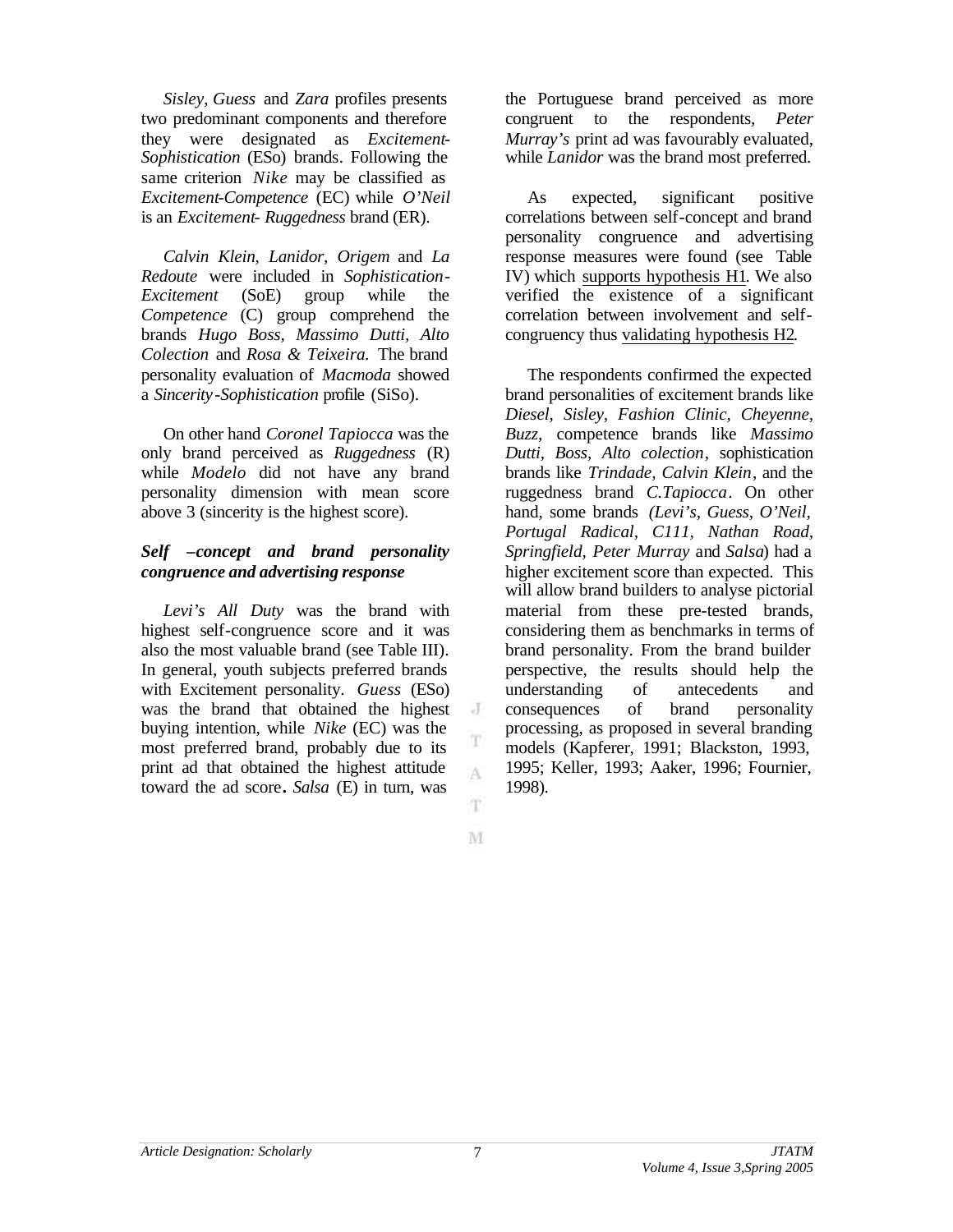*Sisley, Guess* and *Zara* profiles presents two predominant components and therefore they were designated as *Excitement-Sophistication* (ESo) brands. Following the same criterion *Nike* may be classified as *Excitement-Competence* (EC) while *O'Neil* is an *Excitement- Ruggedness* brand (ER).

*Calvin Klein, Lanidor, Origem* and *La Redoute* were included in *Sophistication-Excitement* (SoE) group while the *Competence* (C) group comprehend the brands *Hugo Boss, Massimo Dutti, Alto Colection* and *Rosa & Teixeira.* The brand personality evaluation of *Macmoda* showed a *Sincerity-Sophistication* profile (SiSo).

On other hand *Coronel Tapiocca* was the only brand perceived as *Ruggedness* (R) while *Modelo* did not have any brand personality dimension with mean score above 3 (sincerity is the highest score).

### *Self –concept and brand personality congruence and advertising response*

*Levi's All Duty* was the brand with highest self-congruence score and it was also the most valuable brand (see Table III). In general, youth subjects preferred brands with Excitement personality. *Guess* (ESo) was the brand that obtained the highest buying intention, while *Nike* (EC) was the most preferred brand, probably due to its print ad that obtained the highest attitude toward the ad score. *Salsa* (E) in turn, was the Portuguese brand perceived as more congruent to the respondents, *Peter Murray's* print ad was favourably evaluated, while *Lanidor* was the brand most preferred.

As expected, significant positive correlations between self-concept and brand personality congruence and advertising response measures were found (see Table IV) which supports hypothesis H1. We also verified the existence of a significant correlation between involvement and self-congruency thus validating hypothesis H2.

The respondents confirmed the expected brand personalities of excitement brands like *Diesel, Sisley, Fashion Clinic, Cheyenne, Buzz,* competence brands like *Massimo Dutti, Boss, Alto colection*, sophistication brands like *Trindade, Calvin Klein*, and the ruggedness brand *C.Tapiocca*. On other hand, some brands *(Levi's, Guess, O'Neil, Portugal Radical, C111, Nathan Road, Springfield, Peter Murray* and *Salsa*) had a higher excitement score than expected. This will allow brand builders to analyse pictorial material from these pre-tested brands, considering them as benchmarks in terms of brand personality. From the brand builder perspective, the results should help the understanding of antecedents and consequences of brand personality processing, as proposed in several branding models (Kapferer, 1991; Blackston, 1993, 1995; Keller, 1993; Aaker, 1996; Fournier, 1998).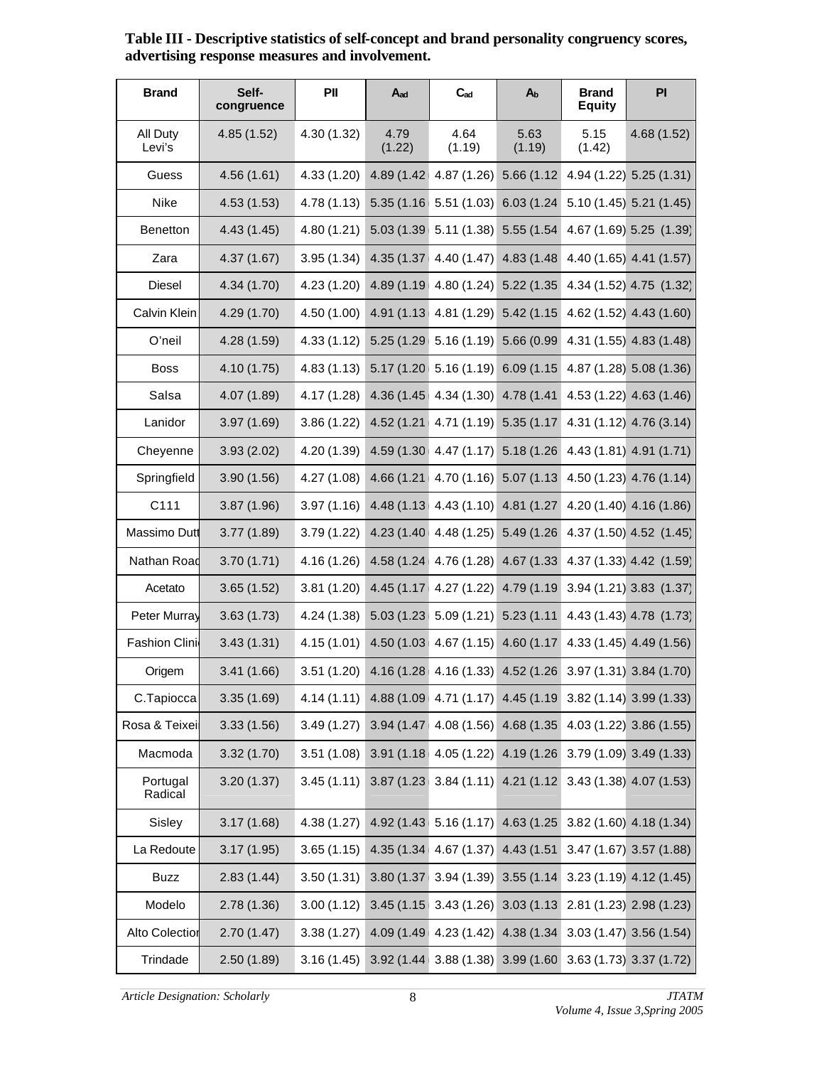**Table III - Descriptive statistics of self-concept and brand personality congruency scores, advertising response measures and involvement.**

| Brand | Self-congruence | PII | $A_{ad}$ | $C_{ad}$ | $A_b$ | Brand Equity | PI |
|---|---|---|---|---|---|---|---|
| All Duty Levi's | 4.85 (1.52) | 4.30 (1.32) | 4.79 (1.22) | 4.64 (1.19) | 5.63 (1.19) | 5.15 (1.42) | 4.68 (1.52) |
| Guess | 4.56 (1.61) | 4.33 (1.20) | 4.89 (1.42 | 4.87 (1.26) | 5.66 (1.12 | 4.94 (1.22) | 5.25 (1.31) |
| Nike | 4.53 (1.53) | 4.78 (1.13) | 5.35 (1.16 | 5.51 (1.03) | 6.03 (1.24 | 5.10 (1.45) | 5.21 (1.45) |
| Benetton | 4.43 (1.45) | 4.80 (1.21) | 5.03 (1.39 | 5.11 (1.38) | 5.55 (1.54 | 4.67 (1.69) | 5.25 (1.39) |
| Zara | 4.37 (1.67) | 3.95 (1.34) | 4.35 (1.37 | 4.40 (1.47) | 4.83 (1.48 | 4.40 (1.65) | 4.41 (1.57) |
| Diesel | 4.34 (1.70) | 4.23 (1.20) | 4.89 (1.19 | 4.80 (1.24) | 5.22 (1.35 | 4.34 (1.52) | 4.75 (1.32) |
| Calvin Klein | 4.29 (1.70) | 4.50 (1.00) | 4.91 (1.13 | 4.81 (1.29) | 5.42 (1.15 | 4.62 (1.52) | 4.43 (1.60) |
| O'neil | 4.28 (1.59) | 4.33 (1.12) | 5.25 (1.29 | 5.16 (1.19) | 5.66 (0.99 | 4.31 (1.55) | 4.83 (1.48) |
| Boss | 4.10 (1.75) | 4.83 (1.13) | 5.17 (1.20 | 5.16 (1.19) | 6.09 (1.15 | 4.87 (1.28) | 5.08 (1.36) |
| Salsa | 4.07 (1.89) | 4.17 (1.28) | 4.36 (1.45 | 4.34 (1.30) | 4.78 (1.41 | 4.53 (1.22) | 4.63 (1.46) |
| Lanidor | 3.97 (1.69) | 3.86 (1.22) | 4.52 (1.21 | 4.71 (1.19) | 5.35 (1.17 | 4.31 (1.12) | 4.76 (3.14) |
| Cheyenne | 3.93 (2.02) | 4.20 (1.39) | 4.59 (1.30 | 4.47 (1.17) | 5.18 (1.26 | 4.43 (1.81) | 4.91 (1.71) |
| Springfield | 3.90 (1.56) | 4.27 (1.08) | 4.66 (1.21 | 4.70 (1.16) | 5.07 (1.13 | 4.50 (1.23) | 4.76 (1.14) |
| C111 | 3.87 (1.96) | 3.97 (1.16) | 4.48 (1.13 | 4.43 (1.10) | 4.81 (1.27 | 4.20 (1.40) | 4.16 (1.86) |
| Massimo Dutt | 3.77 (1.89) | 3.79 (1.22) | 4.23 (1.40 | 4.48 (1.25) | 5.49 (1.26 | 4.37 (1.50) | 4.52 (1.45) |
| Nathan Road | 3.70 (1.71) | 4.16 (1.26) | 4.58 (1.24 | 4.76 (1.28) | 4.67 (1.33 | 4.37 (1.33) | 4.42 (1.59) |
| Acetato | 3.65 (1.52) | 3.81 (1.20) | 4.45 (1.17 | 4.27 (1.22) | 4.79 (1.19 | 3.94 (1.21) | 3.83 (1.37) |
| Peter Murray | 3.63 (1.73) | 4.24 (1.38) | 5.03 (1.23 | 5.09 (1.21) | 5.23 (1.11 | 4.43 (1.43) | 4.78 (1.73) |
| Fashion Clini | 3.43 (1.31) | 4.15 (1.01) | 4.50 (1.03 | 4.67 (1.15) | 4.60 (1.17 | 4.33 (1.45) | 4.49 (1.56) |
| Origem | 3.41 (1.66) | 3.51 (1.20) | 4.16 (1.28 | 4.16 (1.33) | 4.52 (1.26 | 3.97 (1.31) | 3.84 (1.70) |
| C.Tapiocca | 3.35 (1.69) | 4.14 (1.11) | 4.88 (1.09 | 4.71 (1.17) | 4.45 (1.19 | 3.82 (1.14) | 3.99 (1.33) |
| Rosa & Teixei | 3.33 (1.56) | 3.49 (1.27) | 3.94 (1.47 | 4.08 (1.56) | 4.68 (1.35 | 4.03 (1.22) | 3.86 (1.55) |
| Macmoda | 3.32 (1.70) | 3.51 (1.08) | 3.91 (1.18 | 4.05 (1.22) | 4.19 (1.26 | 3.79 (1.09) | 3.49 (1.33) |
| Portugal Radical | 3.20 (1.37) | 3.45 (1.11) | 3.87 (1.23 | 3.84 (1.11) | 4.21 (1.12 | 3.43 (1.38) | 4.07 (1.53) |
| Sisley | 3.17 (1.68) | 4.38 (1.27) | 4.92 (1.43 | 5.16 (1.17) | 4.63 (1.25 | 3.82 (1.60) | 4.18 (1.34) |
| La Redoute | 3.17 (1.95) | 3.65 (1.15) | 4.35 (1.34 | 4.67 (1.37) | 4.43 (1.51 | 3.47 (1.67) | 3.57 (1.88) |
| Buzz | 2.83 (1.44) | 3.50 (1.31) | 3.80 (1.37 | 3.94 (1.39) | 3.55 (1.14 | 3.23 (1.19) | 4.12 (1.45) |
| Modelo | 2.78 (1.36) | 3.00 (1.12) | 3.45 (1.15 | 3.43 (1.26) | 3.03 (1.13 | 2.81 (1.23) | 2.98 (1.23) |
| Alto Colectior | 2.70 (1.47) | 3.38 (1.27) | 4.09 (1.49 | 4.23 (1.42) | 4.38 (1.34 | 3.03 (1.47) | 3.56 (1.54) |
| Trindade | 2.50 (1.89) | 3.16 (1.45) | 3.92 (1.44 | 3.88 (1.38) | 3.99 (1.60 | 3.63 (1.73) | 3.37 (1.72) |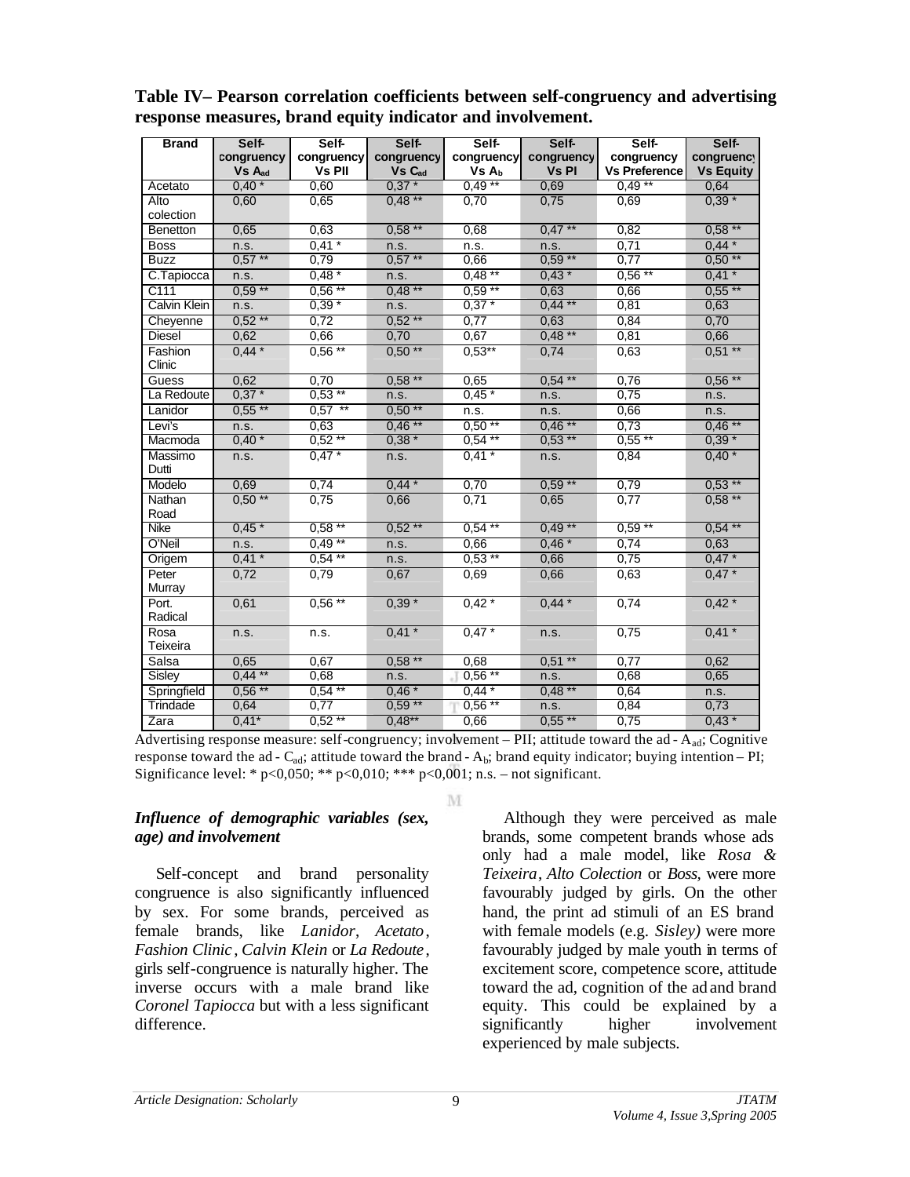**Table IV– Pearson correlation coefficients between self-congruency and advertising response measures, brand equity indicator and involvement.**

| Brand | Self-congruency Vs $A_{ad}$ | Self-congruency Vs PII | Self-congruency Vs $C_{ad}$ | Self-congruency Vs $A_b$ | Self-congruency Vs PI | Self-congruency Vs Preference | Self-congruency Vs Equity |
|---|---|---|---|---|---|---|---|
| Acetato | 0,40 * | 0,60 | 0,37 * | 0,49 ** | 0,69 | 0,49 ** | 0,64 |
| Alto colection | 0,60 | 0,65 | 0,48 ** | 0,70 | 0,75 | 0,69 | 0,39 * |
| Benetton | 0,65 | 0,63 | 0,58 ** | 0,68 | 0,47 ** | 0,82 | 0,58 ** |
| Boss | n.s. | 0,41 * | n.s. | n.s. | n.s. | 0,71 | 0,44 * |
| Buzz | 0,57 ** | 0,79 | 0,57 ** | 0,66 | 0,59 ** | 0,77 | 0,50 ** |
| C.Tapiocca | n.s. | 0,48 * | n.s. | 0,48 ** | 0,43 * | 0,56 ** | 0,41 * |
| C111 | 0,59 ** | 0,56 ** | 0,48 ** | 0,59 ** | 0,63 | 0,66 | 0,55 ** |
| Calvin Klein | n.s. | 0,39 * | n.s. | 0,37 * | 0,44 ** | 0,81 | 0,63 |
| Cheyenne | 0,52 ** | 0,72 | 0,52 ** | 0,77 | 0,63 | 0,84 | 0,70 |
| Diesel | 0,62 | 0,66 | 0,70 | 0,67 | 0,48 ** | 0,81 | 0,66 |
| Fashion Clinic | 0,44 * | 0,56 ** | 0,50 ** | 0,53** | 0,74 | 0,63 | 0,51 ** |
| Guess | 0,62 | 0,70 | 0,58 ** | 0,65 | 0,54 ** | 0,76 | 0,56 ** |
| La Redoute | 0,37 * | 0,53 ** | n.s. | 0,45 * | n.s. | 0,75 | n.s. |
| Lanidor | 0,55 ** | 0,57 ** | 0,50 ** | n.s. | n.s. | 0,66 | n.s. |
| Levi's | n.s. | 0,63 | 0,46 ** | 0,50 ** | 0,46 ** | 0,73 | 0,46 ** |
| Macmoda | 0,40 * | 0,52 ** | 0,38 * | 0,54 ** | 0,53 ** | 0,55 ** | 0,39 * |
| Massimo Dutti | n.s. | 0,47 * | n.s. | 0,41 * | n.s. | 0,84 | 0,40 * |
| Modelo | 0,69 | 0,74 | 0,44 * | 0,70 | 0,59 ** | 0,79 | 0,53 ** |
| Nathan Road | 0,50 ** | 0,75 | 0,66 | 0,71 | 0,65 | 0,77 | 0,58 ** |
| Nike | 0,45 * | 0,58 ** | 0,52 ** | 0,54 ** | 0,49 ** | 0,59 ** | 0,54 ** |
| O'Neil | n.s. | 0,49 ** | n.s. | 0,66 | 0,46 * | 0,74 | 0,63 |
| Origem | 0,41 * | 0,54 ** | n.s. | 0,53 ** | 0,66 | 0,75 | 0,47 * |
| Peter Murray | 0,72 | 0,79 | 0,67 | 0,69 | 0,66 | 0,63 | 0,47 * |
| Port. Radical | 0,61 | 0,56 ** | 0,39 * | 0,42 * | 0,44 * | 0,74 | 0,42 * |
| Rosa Teixeira | n.s. | n.s. | 0,41 * | 0,47 * | n.s. | 0,75 | 0,41 * |
| Salsa | 0,65 | 0,67 | 0,58 ** | 0,68 | 0,51 ** | 0,77 | 0,62 |
| Sisley | 0,44 ** | 0,68 | n.s. | 0,56 ** | n.s. | 0,68 | 0,65 |
| Springfield | 0,56 ** | 0,54 ** | 0,46 * | 0,44 * | 0,48 ** | 0,64 | n.s. |
| Trindade | 0,64 | 0,77 | 0,59 ** | 0,56 ** | n.s. | 0,84 | 0,73 |
| Zara | 0,41* | 0,52 ** | 0,48** | 0,66 | 0,55 ** | 0,75 | 0,43 * |

Advertising response measure: self-congruency; involvement – PII; attitude toward the ad - $A_{ad}$; Cognitive response toward the ad - $C_{ad}$; attitude toward the brand - $A_b$; brand equity indicator; buying intention – PI; Significance level: * p<0,050; ** p<0,010; *** p<0,001; n.s. – not significant.

### *Influence of demographic variables (sex, age) and involvement*

Self-concept and brand personality congruence is also significantly influenced by sex. For some brands, perceived as female brands, like *Lanidor*, *Acetato*, *Fashion Clinic*, *Calvin Klein* or *La Redoute*, girls self-congruence is naturally higher. The inverse occurs with a male brand like *Coronel Tapiocca* but with a less significant difference.

Although they were perceived as male brands, some competent brands whose ads only had a male model, like *Rosa & Teixeira*, *Alto Colection* or *Boss*, were more favourably judged by girls. On the other hand, the print ad stimuli of an ES brand with female models (e.g. *Sisley)* were more favourably judged by male youth in terms of excitement score, competence score, attitude toward the ad, cognition of the ad and brand equity. This could be explained by a significantly higher involvement experienced by male subjects.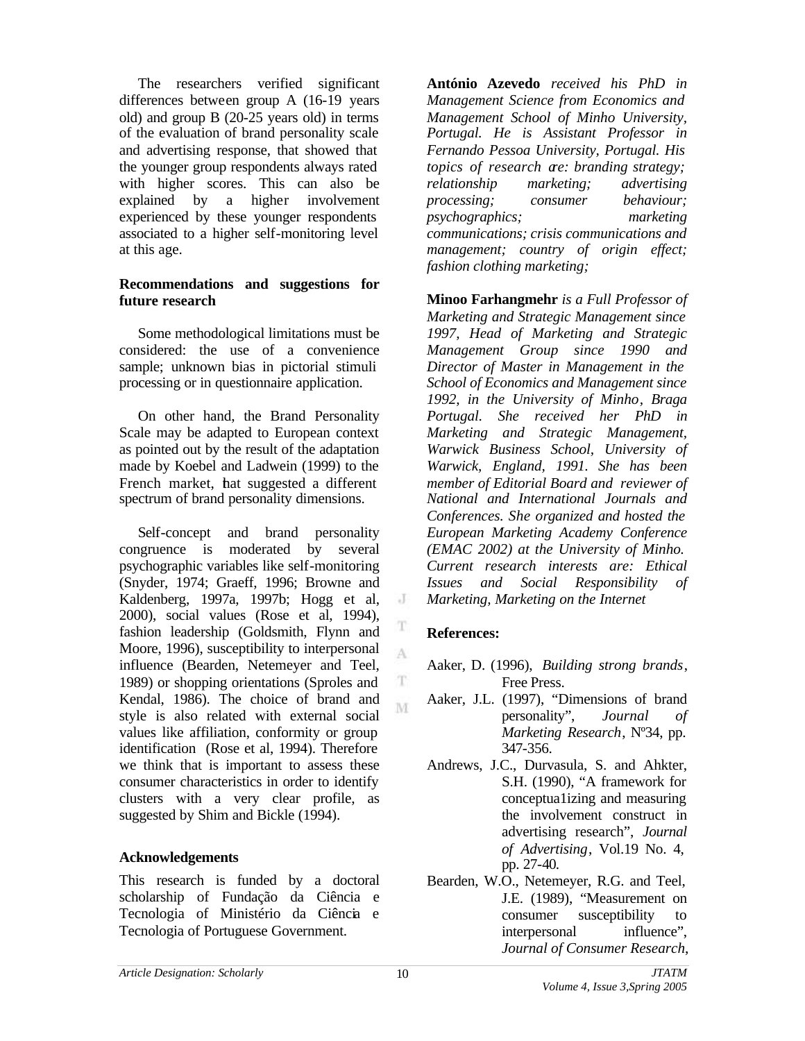The researchers verified significant differences between group A (16-19 years old) and group B (20-25 years old) in terms of the evaluation of brand personality scale and advertising response, that showed that the younger group respondents always rated with higher scores. This can also be explained by a higher involvement experienced by these younger respondents associated to a higher self-monitoring level at this age.

**Recommendations and suggestions for future research**

Some methodological limitations must be considered: the use of a convenience sample; unknown bias in pictorial stimuli processing or in questionnaire application.

On other hand, the Brand Personality Scale may be adapted to European context as pointed out by the result of the adaptation made by Koebel and Ladwein (1999) to the French market, hat suggested a different spectrum of brand personality dimensions.

Self-concept and brand personality congruence is moderated by several psychographic variables like self-monitoring (Snyder, 1974; Graeff, 1996; Browne and Kaldenberg, 1997a, 1997b; Hogg et al, 2000), social values (Rose et al, 1994), fashion leadership (Goldsmith, Flynn and Moore, 1996), susceptibility to interpersonal influence (Bearden, Netemeyer and Teel, 1989) or shopping orientations (Sproles and Kendal, 1986). The choice of brand and style is also related with external social values like affiliation, conformity or group identification (Rose et al, 1994). Therefore we think that is important to assess these consumer characteristics in order to identify clusters with a very clear profile, as suggested by Shim and Bickle (1994).

**Acknowledgements**

This research is funded by a doctoral scholarship of Fundação da Ciência e Tecnologia of Ministério da Ciência e Tecnologia of Portuguese Government.

**António Azevedo** *received his PhD in Management Science from Economics and Management School of Minho University, Portugal. He is Assistant Professor in Fernando Pessoa University, Portugal. His topics of research are: branding strategy; relationship marketing; advertising processing; consumer behaviour; psychographics; marketing communications; crisis communications and management; country of origin effect; fashion clothing marketing;*

**Minoo Farhangmehr** *is a Full Professor of Marketing and Strategic Management since 1997, Head of Marketing and Strategic Management Group since 1990 and Director of Master in Management in the School of Economics and Management since 1992, in the University of Minho, Braga Portugal. She received her PhD in Marketing and Strategic Management, Warwick Business School, University of Warwick, England, 1991. She has been member of Editorial Board and reviewer of National and International Journals and Conferences. She organized and hosted the European Marketing Academy Conference (EMAC 2002) at the University of Minho. Current research interests are: Ethical Issues and Social Responsibility of Marketing, Marketing on the Internet*

**References:**

Aaker, D. (1996), *Building strong brands*, Free Press.

Aaker, J.L. (1997), "Dimensions of brand personality", *Journal of Marketing Research*, Nº34, pp. 347-356.

Andrews, J.C., Durvasula, S. and Ahkter, S.H. (1990), "A framework for conceptua1izing and measuring the involvement construct in advertising research", *Journal of Advertising*, Vol.19 No. 4, pp. 27-40.

Bearden, W.O., Netemeyer, R.G. and Teel, J.E. (1989), "Measurement on consumer susceptibility to interpersonal influence", *Journal of Consumer Research*,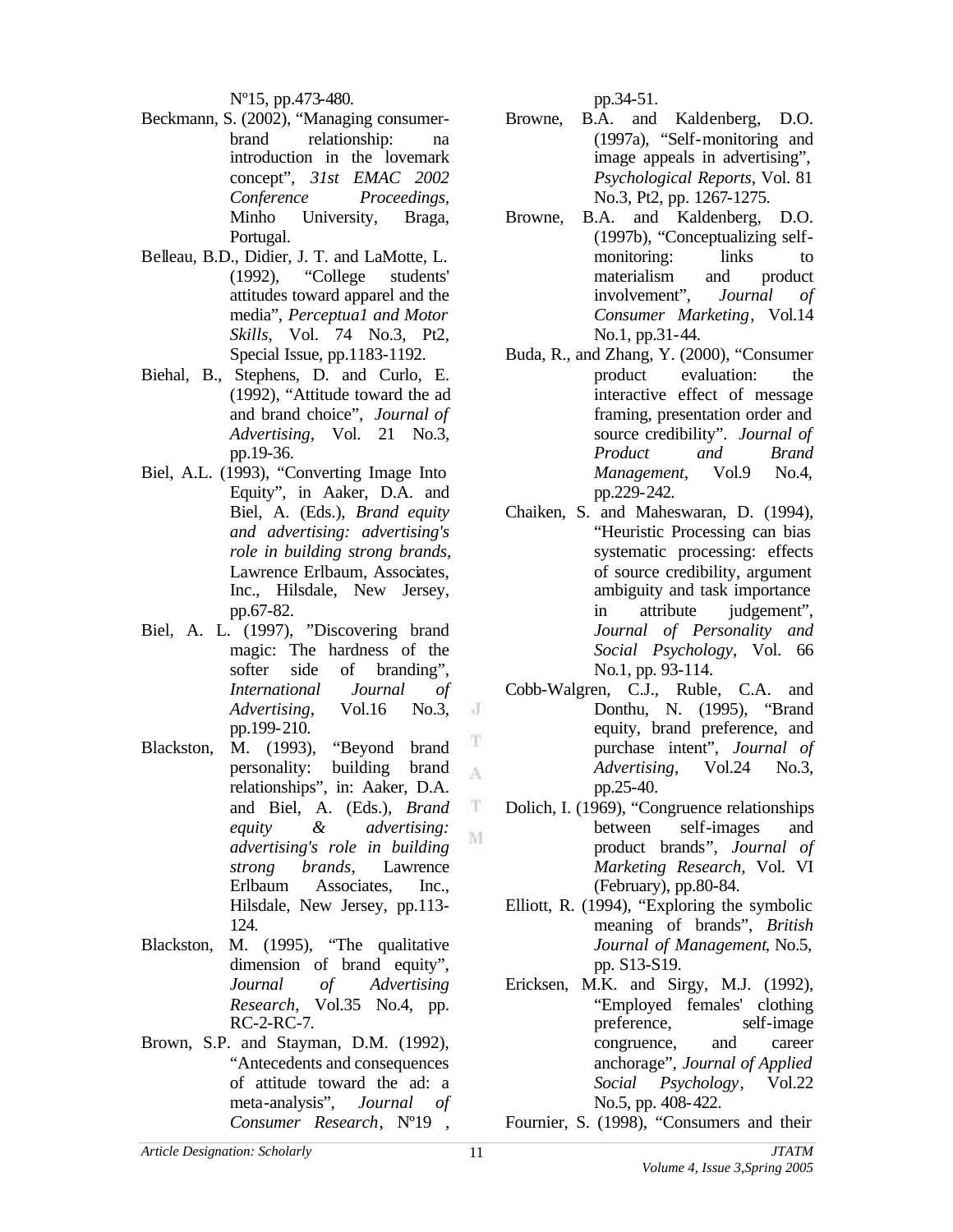Nº15, pp.473-480.

Beckmann, S. (2002), “Managing consumer-brand relationship: na introduction in the lovemark concept”, *31st EMAC 2002 Conference Proceedings*, Minho University, Braga, Portugal.

Belleau, B.D., Didier, J. T. and LaMotte, L. (1992), “College students' attitudes toward apparel and the media”, *Perceptua1 and Motor Skills*, Vol. 74 No.3, Pt2, Special Issue, pp.1183-1192.

Biehal, B., Stephens, D. and Curlo, E. (1992), “Attitude toward the ad and brand choice”, *Journal of Advertising*, Vol. 21 No.3, pp.19-36.

Biel, A.L. (1993), “Converting Image Into Equity”, in Aaker, D.A. and Biel, A. (Eds.), *Brand equity and advertising: advertising's role in building strong brands*, Lawrence Erlbaum, Associates, Inc., Hilsdale, New Jersey, pp.67-82.

Biel, A. L. (1997), ”Discovering brand magic: The hardness of the softer side of branding”, *International Journal of Advertising*, Vol.16 No.3, pp.199-210.

Blackston, M. (1993), “Beyond brand personality: building brand relationships”, in: Aaker, D.A. and Biel, A. (Eds.), *Brand equity & advertising: advertising's role in building strong brands*, Lawrence Erlbaum Associates, Inc., Hilsdale, New Jersey, pp.113-124.

Blackston, M. (1995), “The qualitative dimension of brand equity”, *Journal of Advertising Research*, Vol.35 No.4, pp. RC-2-RC-7.

Brown, S.P. and Stayman, D.M. (1992), “Antecedents and consequences of attitude toward the ad: a meta-analysis”, *Journal of Consumer Research*, Nº19 , pp.34-51.

Browne, B.A. and Kaldenberg, D.O. (1997a), “Self-monitoring and image appeals in advertising”, *Psychological Reports*, Vol. 81 No.3, Pt2, pp. 1267-1275.

Browne, B.A. and Kaldenberg, D.O. (1997b), “Conceptualizing self-monitoring: links to materialism and product involvement”, *Journal of Consumer Marketing*, Vol.14 No.1, pp.31-44.

Buda, R., and Zhang, Y. (2000), “Consumer product evaluation: the interactive effect of message framing, presentation order and source credibility”. *Journal of Product and Brand Management*, Vol.9 No.4, pp.229-242.

Chaiken, S. and Maheswaran, D. (1994), “Heuristic Processing can bias systematic processing: effects of source credibility, argument ambiguity and task importance in attribute judgement”, *Journal of Personality and Social Psychology*, Vol. 66 No.1, pp. 93-114.

Cobb-Walgren, C.J., Ruble, C.A. and Donthu, N. (1995), “Brand equity, brand preference, and purchase intent”, *Journal of Advertising*, Vol.24 No.3, pp.25-40.

Dolich, I. (1969), “Congruence relationships between self-images and product brands”, *Journal of Marketing Research*, Vol. VI (February), pp.80-84.

Elliott, R. (1994), “Exploring the symbolic meaning of brands”, *British Journal of Management*, No.5, pp. S13-S19.

Ericksen, M.K. and Sirgy, M.J. (1992), “Employed females' clothing preference, self-image congruence, and career anchorage”, *Journal of Applied Social Psychology*, Vol.22 No.5, pp. 408-422.

Fournier, S. (1998), “Consumers and their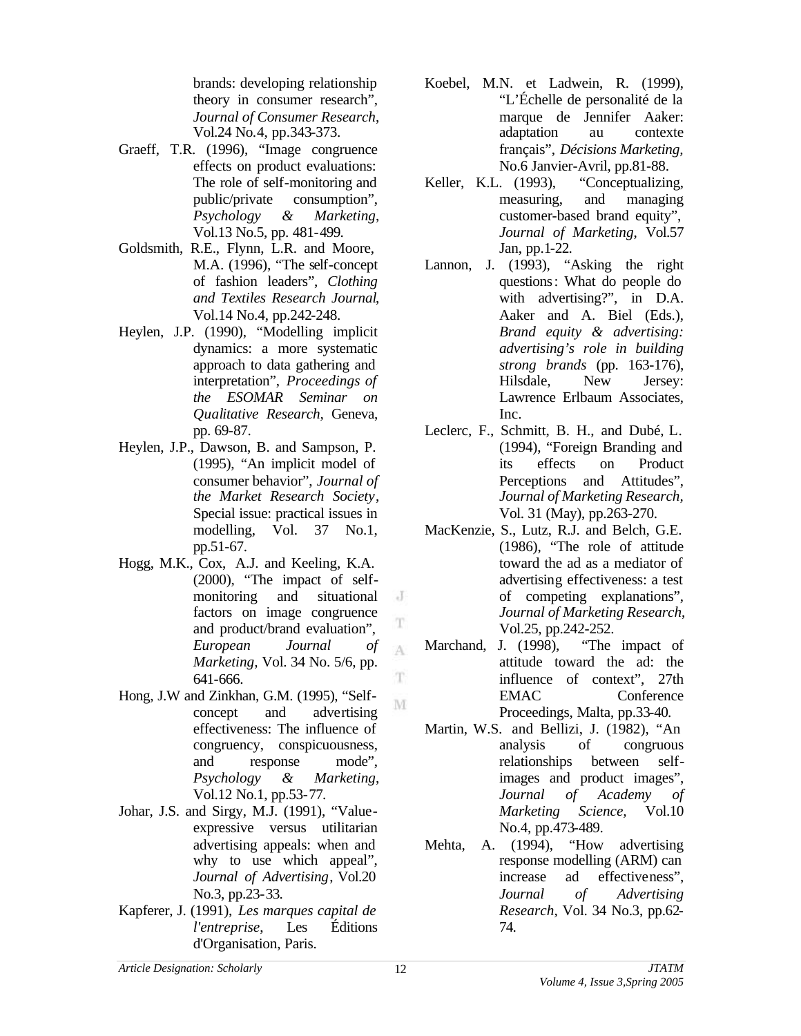brands: developing relationship theory in consumer research", *Journal of Consumer Research*, Vol.24 No.4, pp.343-373.

Graeff, T.R. (1996), "Image congruence effects on product evaluations: The role of self-monitoring and public/private consumption", *Psychology & Marketing*, Vol.13 No.5, pp. 481-499.

Goldsmith, R.E., Flynn, L.R. and Moore, M.A. (1996), "The self-concept of fashion leaders", *Clothing and Textiles Research Journal*, Vol.14 No.4, pp.242-248.

Heylen, J.P. (1990), "Modelling implicit dynamics: a more systematic approach to data gathering and interpretation", *Proceedings of the ESOMAR Seminar on Qualitative Research*, Geneva, pp. 69-87.

Heylen, J.P., Dawson, B. and Sampson, P. (1995), "An implicit model of consumer behavior", *Journal of the Market Research Society*, Special issue: practical issues in modelling, Vol. 37 No.1, pp.51-67.

Hogg, M.K., Cox, A.J. and Keeling, K.A. (2000), "The impact of self-monitoring and situational factors on image congruence and product/brand evaluation", *European Journal of Marketing*, Vol. 34 No. 5/6, pp. 641-666.

Hong, J.W and Zinkhan, G.M. (1995), "Self-concept and advertising effectiveness: The influence of congruency, conspicuousness, and response mode", *Psychology & Marketing*, Vol.12 No.1, pp.53-77.

Johar, J.S. and Sirgy, M.J. (1991), "Value-expressive versus utilitarian advertising appeals: when and why to use which appeal", *Journal of Advertising*, Vol.20 No.3, pp.23-33.

Kapferer, J. (1991), *Les marques capital de l'entreprise*, Les Éditions d'Organisation, Paris.

Koebel, M.N. et Ladwein, R. (1999), "L'Échelle de personalité de la marque de Jennifer Aaker: adaptation au contexte français", *Décisions Marketing*, No.6 Janvier-Avril, pp.81-88.

Keller, K.L. (1993), "Conceptualizing, measuring, and managing customer-based brand equity", *Journal of Marketing*, Vol.57 Jan, pp.1-22.

Lannon, J. (1993), "Asking the right questions: What do people do with advertising?", in D.A. Aaker and A. Biel (Eds.), *Brand equity & advertising: advertising's role in building strong brands* (pp. 163-176), Hilsdale, New Jersey: Lawrence Erlbaum Associates, Inc.

Leclerc, F., Schmitt, B. H., and Dubé, L. (1994), "Foreign Branding and its effects on Product Perceptions and Attitudes", *Journal of Marketing Research*, Vol. 31 (May), pp.263-270.

MacKenzie, S., Lutz, R.J. and Belch, G.E. (1986), "The role of attitude toward the ad as a mediator of advertising effectiveness: a test of competing explanations", *Journal of Marketing Research*, Vol.25, pp.242-252.

Marchand, J. (1998), "The impact of attitude toward the ad: the influence of context", 27th EMAC Conference Proceedings, Malta, pp.33-40.

Martin, W.S. and Bellizi, J. (1982), "An analysis of congruous relationships between self-images and product images", *Journal of Academy of Marketing Science,* Vol.10 No.4, pp.473-489.

Mehta, A. (1994), "How advertising response modelling (ARM) can increase ad effectiveness", *Journal of Advertising Research*, Vol. 34 No.3, pp.62-74.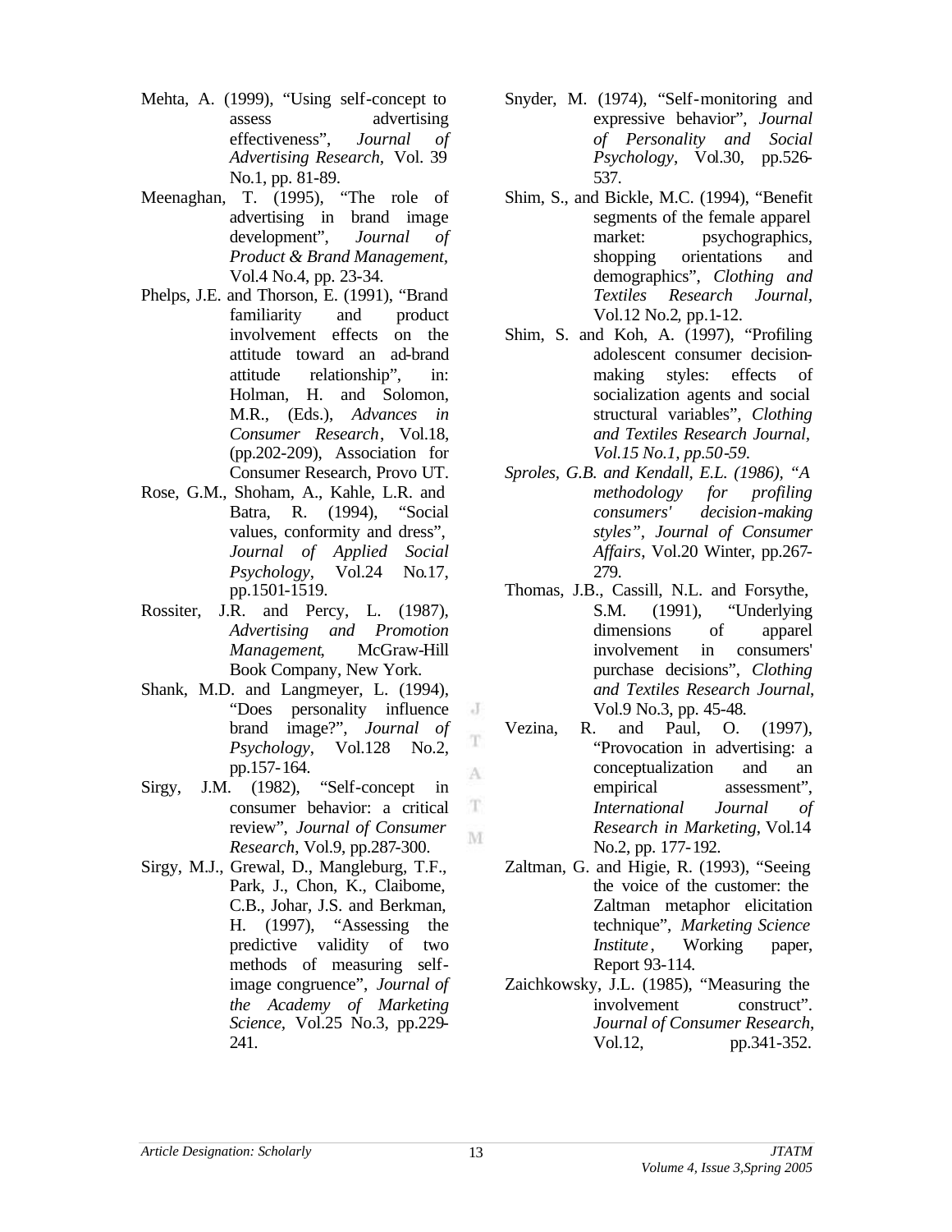Mehta, A. (1999), "Using self-concept to assess advertising effectiveness", *Journal of Advertising Research*, Vol. 39 No.1, pp. 81-89.

Meenaghan, T. (1995), "The role of advertising in brand image development", *Journal of Product & Brand Management*, Vol.4 No.4, pp. 23-34.

Phelps, J.E. and Thorson, E. (1991), "Brand familiarity and product involvement effects on the attitude toward an ad-brand attitude relationship", in: Holman, H. and Solomon, M.R., (Eds.), *Advances in Consumer Research*, Vol.18, (pp.202-209), Association for Consumer Research, Provo UT.

Rose, G.M., Shoham, A., Kahle, L.R. and Batra, R. (1994), "Social values, conformity and dress", *Journal of Applied Social Psychology*, Vol.24 No.17, pp.1501-1519.

Rossiter, J.R. and Percy, L. (1987), *Advertising and Promotion Management*, McGraw-Hill Book Company, New York.

Shank, M.D. and Langmeyer, L. (1994), "Does personality influence brand image?", *Journal of Psychology*, Vol.128 No.2, pp.157-164.

Sirgy, J.M. (1982), "Self-concept in consumer behavior: a critical review", *Journal of Consumer Research*, Vol.9, pp.287-300.

Sirgy, M.J., Grewal, D., Mangleburg, T.F., Park, J., Chon, K., Claibome, C.B., Johar, J.S. and Berkman, H. (1997), "Assessing the predictive validity of two methods of measuring self-image congruence", *Journal of the Academy of Marketing Science*, Vol.25 No.3, pp.229-241.

Snyder, M. (1974), "Self-monitoring and expressive behavior", *Journal of Personality and Social Psychology*, Vol.30, pp.526-537.

Shim, S., and Bickle, M.C. (1994), "Benefit segments of the female apparel market: psychographics, shopping orientations and demographics", *Clothing and Textiles Research Journal*, Vol.12 No.2, pp.1-12.

Shim, S. and Koh, A. (1997), "Profiling adolescent consumer decision-making styles: effects of socialization agents and social structural variables", *Clothing and Textiles Research Journal, Vol.15 No.1, pp.50-59.*

*Sproles, G.B. and Kendall, E.L. (1986), "A methodology for profiling consumers' decision-making styles", Journal of Consumer Affairs*, Vol.20 Winter, pp.267-279.

Thomas, J.B., Cassill, N.L. and Forsythe, S.M. (1991), "Underlying dimensions of apparel involvement in consumers' purchase decisions", *Clothing and Textiles Research Journal*, Vol.9 No.3, pp. 45-48.

Vezina, R. and Paul, O. (1997), "Provocation in advertising: a conceptualization and an empirical assessment", *International Journal of Research in Marketing*, Vol.14 No.2, pp. 177-192.

Zaltman, G. and Higie, R. (1993), "Seeing the voice of the customer: the Zaltman metaphor elicitation technique", *Marketing Science Institute*, Working paper, Report 93-114.

Zaichkowsky, J.L. (1985), "Measuring the involvement construct". *Journal of Consumer Research*, Vol.12, pp.341-352.